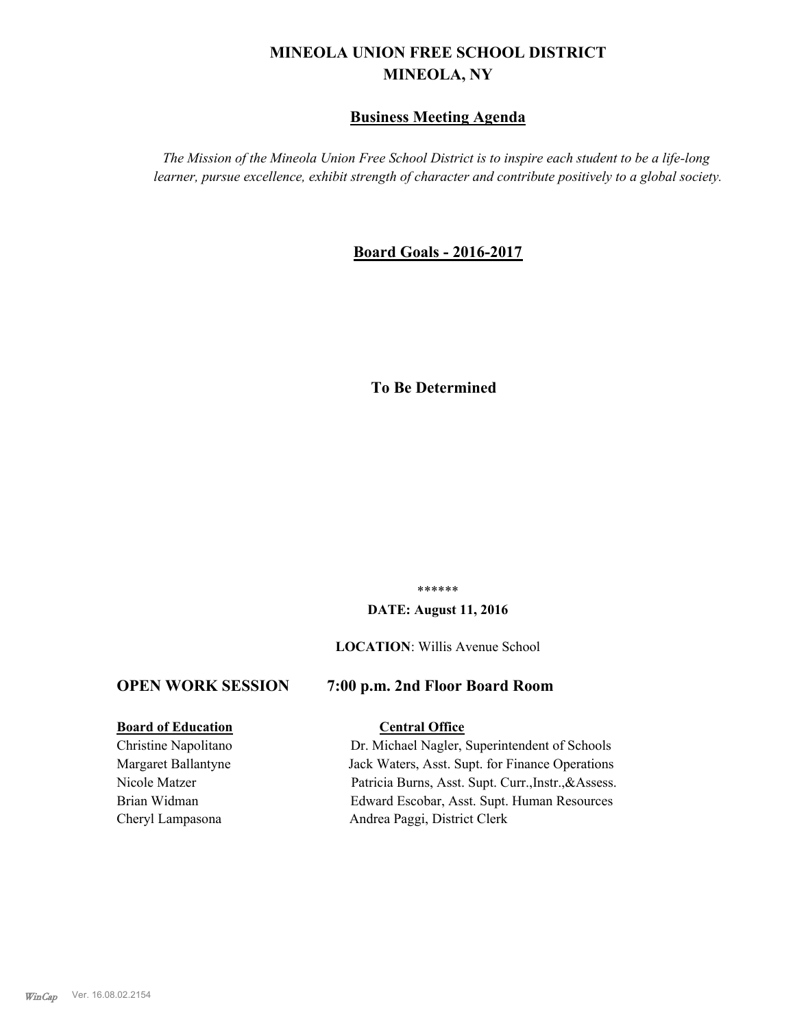# MINEOLA UNION FREE SCHOOL DISTRICT
# MINEOLA, NY

## Business Meeting Agenda

*The Mission of the Mineola Union Free School District is to inspire each student to be a life-long learner, pursue excellence, exhibit strength of character and contribute positively to a global society.*

## Board Goals - 2016-2017

**To Be Determined**

\*\*\*\*\*\*

**DATE: August 11, 2016**

**LOCATION**: Willis Avenue School

**OPEN WORK SESSION 7:00 p.m. 2nd Floor Board Room**

| **Board of Education** | **Central Office** |
|---|---|
| Christine Napolitano | Dr. Michael Nagler, Superintendent of Schools |
| Margaret Ballantyne | Jack Waters, Asst. Supt. for Finance Operations |
| Nicole Matzer | Patricia Burns, Asst. Supt. Curr.,Instr.,&Assess. |
| Brian Widman | Edward Escobar, Asst. Supt. Human Resources |
| Cheryl Lampasona | Andrea Paggi, District Clerk |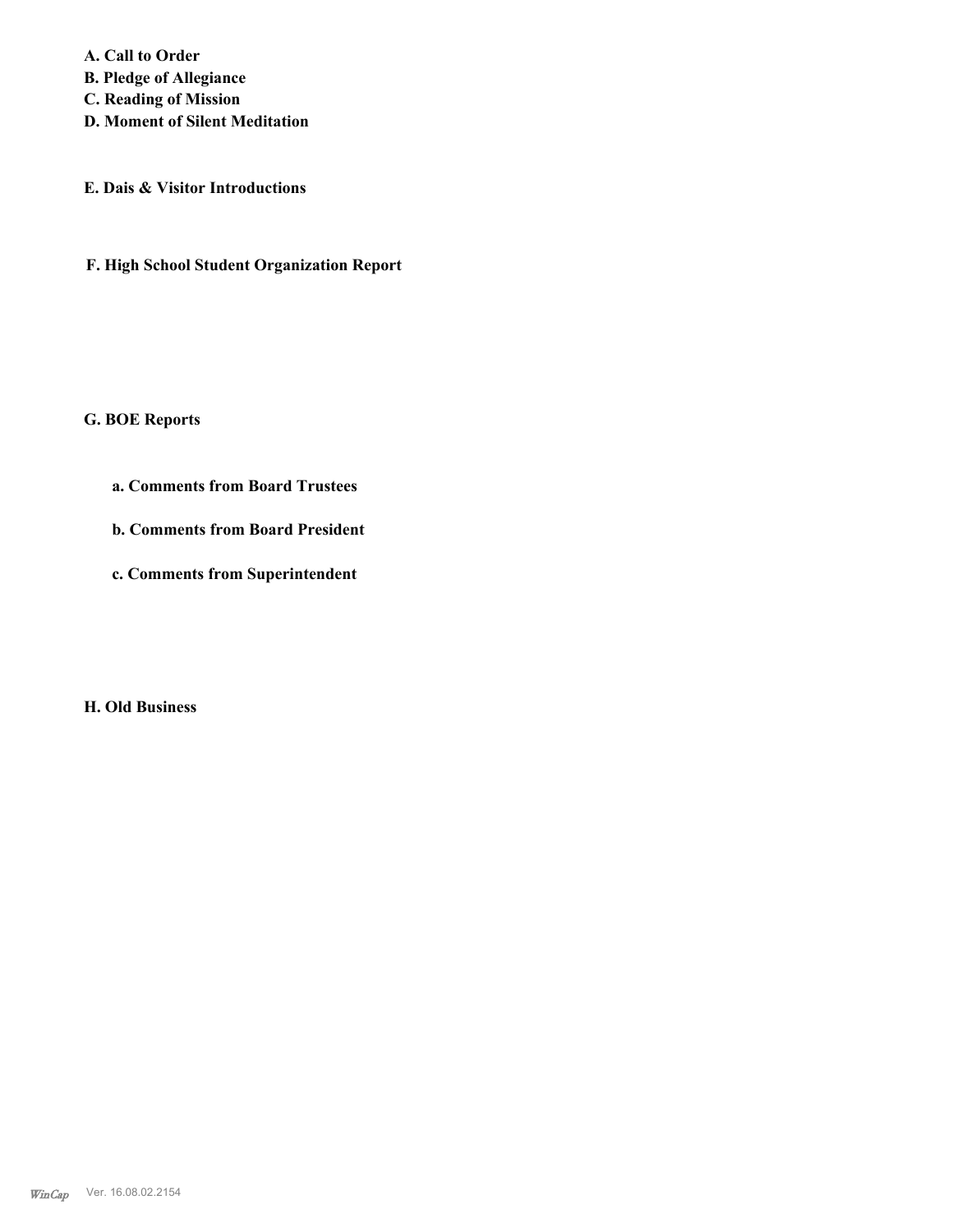**A. Call to Order**
**B. Pledge of Allegiance**
**C. Reading of Mission**
**D. Moment of Silent Meditation**

**E. Dais & Visitor Introductions**

**F. High School Student Organization Report**

**G. BOE Reports**

**a. Comments from Board Trustees**

**b. Comments from Board President**

**c. Comments from Superintendent**

**H. Old Business**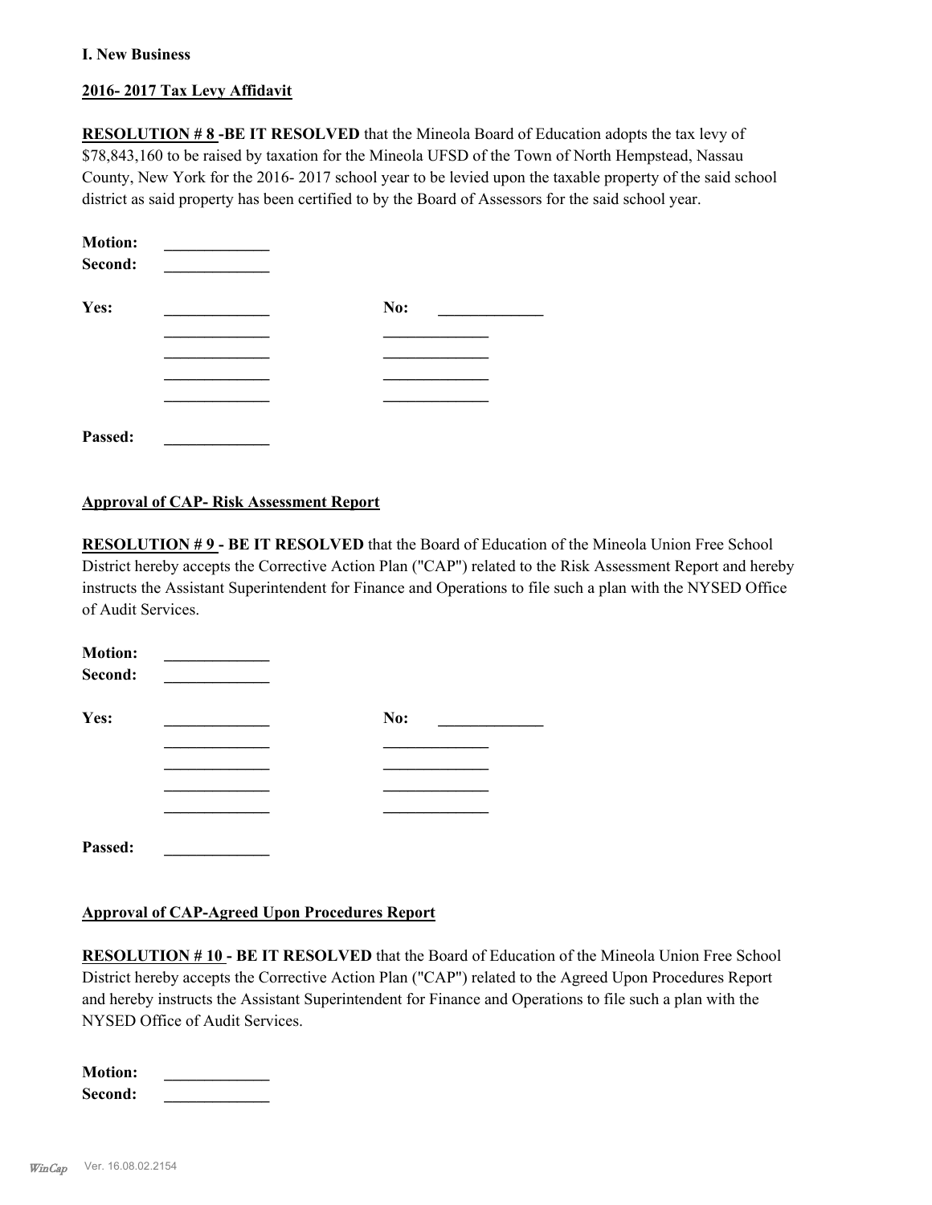**I. New Business**

**2016- 2017 Tax Levy Affidavit**

**RESOLUTION # 8 -BE IT RESOLVED** that the Mineola Board of Education adopts the tax levy of $78,843,160 to be raised by taxation for the Mineola UFSD of the Town of North Hempstead, Nassau County, New York for the 2016- 2017 school year to be levied upon the taxable property of the said school district as said property has been certified to by the Board of Assessors for the said school year.

**Motion:** _____________
**Second:** _____________

**Yes:** _____________ **No:** _____________
_____________ _____________
_____________ _____________
_____________ _____________
_____________ _____________

**Passed:** _____________

**Approval of CAP- Risk Assessment Report**

**RESOLUTION # 9 - BE IT RESOLVED** that the Board of Education of the Mineola Union Free School District hereby accepts the Corrective Action Plan ("CAP") related to the Risk Assessment Report and hereby instructs the Assistant Superintendent for Finance and Operations to file such a plan with the NYSED Office of Audit Services.

**Motion:** _____________
**Second:** _____________

**Yes:** _____________ **No:** _____________
_____________ _____________
_____________ _____________
_____________ _____________
_____________ _____________

**Passed:** _____________

**Approval of CAP-Agreed Upon Procedures Report**

**RESOLUTION # 10 - BE IT RESOLVED** that the Board of Education of the Mineola Union Free School District hereby accepts the Corrective Action Plan ("CAP") related to the Agreed Upon Procedures Report and hereby instructs the Assistant Superintendent for Finance and Operations to file such a plan with the NYSED Office of Audit Services.

**Motion:** _____________
**Second:** _____________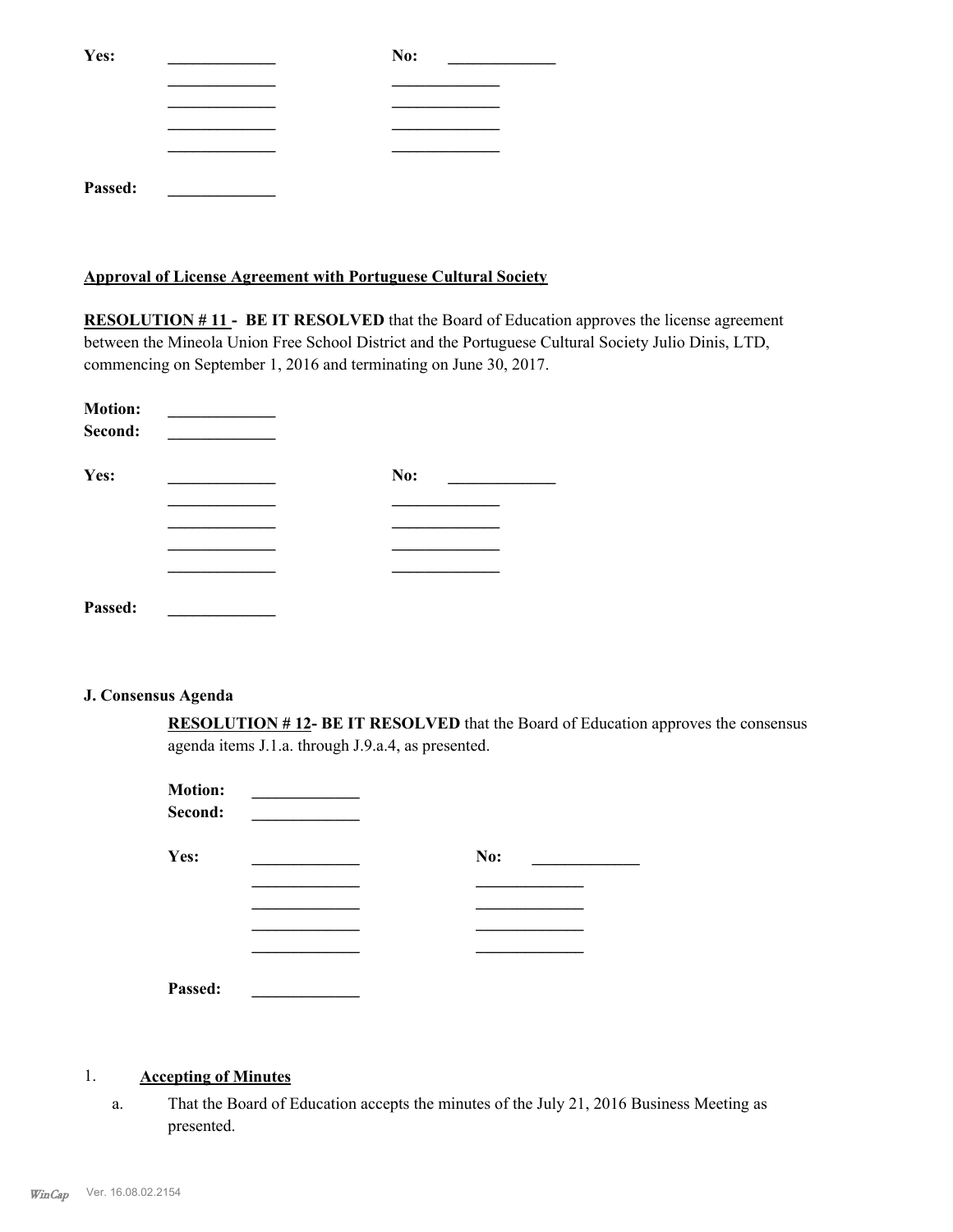Yes: _____________ No: _____________

_____________ _____________

_____________ _____________

_____________ _____________

_____________ _____________

Passed: _____________

**Approval of License Agreement with Portuguese Cultural Society**

**RESOLUTION # 11 - BE IT RESOLVED** that the Board of Education approves the license agreement between the Mineola Union Free School District and the Portuguese Cultural Society Julio Dinis, LTD, commencing on September 1, 2016 and terminating on June 30, 2017.

**Motion:** _____________

**Second:** _____________

**Yes:** _____________ **No:** _____________

_____________ _____________

_____________ _____________

_____________ _____________

_____________ _____________

**Passed:** _____________

**J. Consensus Agenda**

**RESOLUTION # 12- BE IT RESOLVED** that the Board of Education approves the consensus agenda items J.1.a. through J.9.a.4, as presented.

**Motion:** _____________

**Second:** _____________

**Yes:** _____________ **No:** _____________

_____________ _____________

_____________ _____________

_____________ _____________

_____________ _____________

**Passed:** _____________

1. **Accepting of Minutes**

   a. That the Board of Education accepts the minutes of the July 21, 2016 Business Meeting as presented.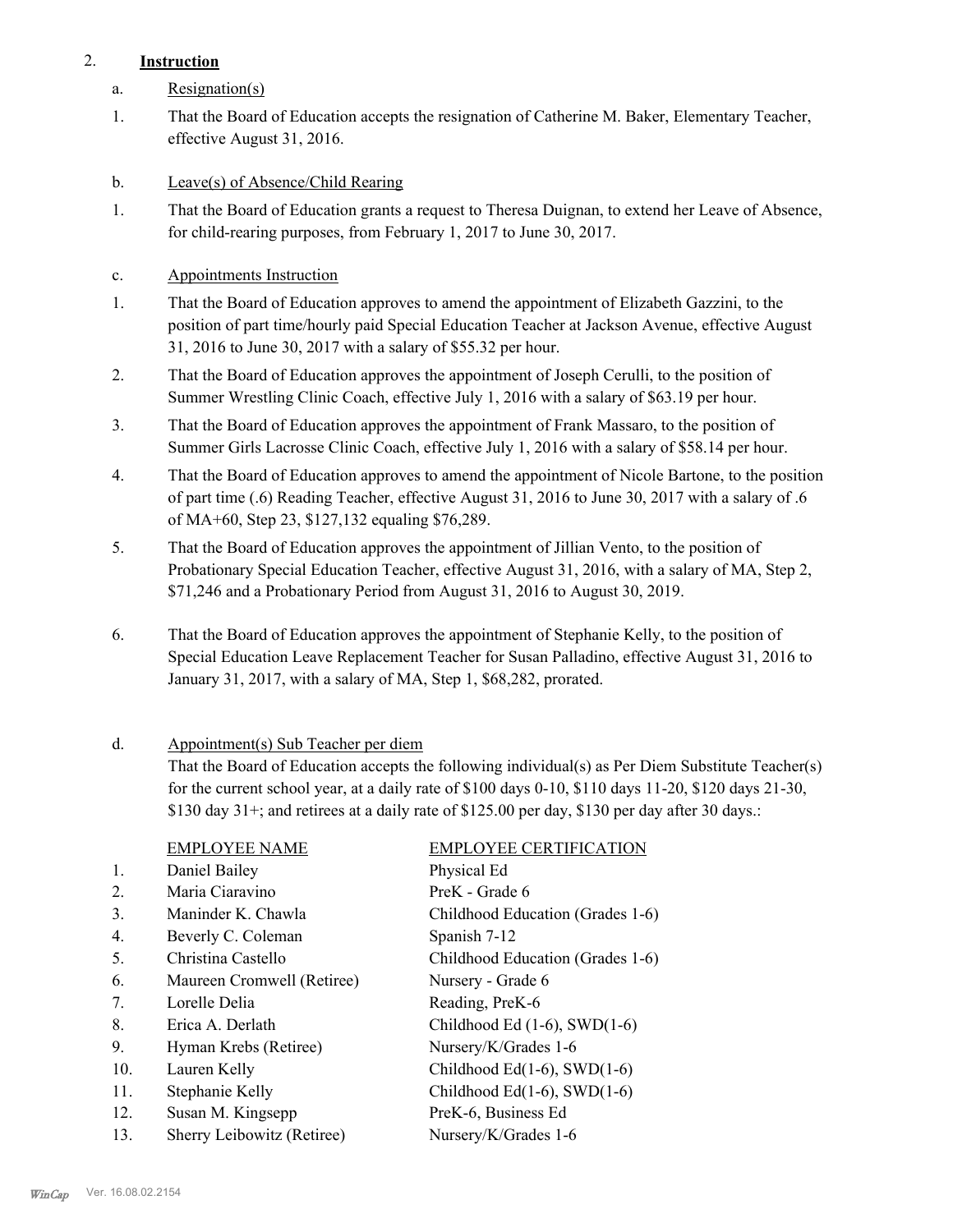2. **Instruction**

a. Resignation(s)

1. That the Board of Education accepts the resignation of Catherine M. Baker, Elementary Teacher, effective August 31, 2016.

b. Leave(s) of Absence/Child Rearing

1. That the Board of Education grants a request to Theresa Duignan, to extend her Leave of Absence, for child-rearing purposes, from February 1, 2017 to June 30, 2017.

c. Appointments Instruction

1. That the Board of Education approves to amend the appointment of Elizabeth Gazzini, to the position of part time/hourly paid Special Education Teacher at Jackson Avenue, effective August 31, 2016 to June 30, 2017 with a salary of $55.32 per hour.
2. That the Board of Education approves the appointment of Joseph Cerulli, to the position of Summer Wrestling Clinic Coach, effective July 1, 2016 with a salary of $63.19 per hour.
3. That the Board of Education approves the appointment of Frank Massaro, to the position of Summer Girls Lacrosse Clinic Coach, effective July 1, 2016 with a salary of $58.14 per hour.
4. That the Board of Education approves to amend the appointment of Nicole Bartone, to the position of part time (.6) Reading Teacher, effective August 31, 2016 to June 30, 2017 with a salary of .6 of MA+60, Step 23, $127,132 equaling $76,289.
5. That the Board of Education approves the appointment of Jillian Vento, to the position of Probationary Special Education Teacher, effective August 31, 2016, with a salary of MA, Step 2, $71,246 and a Probationary Period from August 31, 2016 to August 30, 2019.
6. That the Board of Education approves the appointment of Stephanie Kelly, to the position of Special Education Leave Replacement Teacher for Susan Palladino, effective August 31, 2016 to January 31, 2017, with a salary of MA, Step 1, $68,282, prorated.

d. Appointment(s) Sub Teacher per diem

That the Board of Education accepts the following individual(s) as Per Diem Substitute Teacher(s) for the current school year, at a daily rate of $100 days 0-10, $110 days 11-20, $120 days 21-30, $130 day 31+; and retirees at a daily rate of $125.00 per day, $130 per day after 30 days.:

| | EMPLOYEE NAME | EMPLOYEE CERTIFICATION |
|---|---|---|
| 1. | Daniel Bailey | Physical Ed |
| 2. | Maria Ciaravino | PreK - Grade 6 |
| 3. | Maninder K. Chawla | Childhood Education (Grades 1-6) |
| 4. | Beverly C. Coleman | Spanish 7-12 |
| 5. | Christina Castello | Childhood Education (Grades 1-6) |
| 6. | Maureen Cromwell (Retiree) | Nursery - Grade 6 |
| 7. | Lorelle Delia | Reading, PreK-6 |
| 8. | Erica A. Derlath | Childhood Ed (1-6), SWD(1-6) |
| 9. | Hyman Krebs (Retiree) | Nursery/K/Grades 1-6 |
| 10. | Lauren Kelly | Childhood Ed(1-6), SWD(1-6) |
| 11. | Stephanie Kelly | Childhood Ed(1-6), SWD(1-6) |
| 12. | Susan M. Kingsepp | PreK-6, Business Ed |
| 13. | Sherry Leibowitz (Retiree) | Nursery/K/Grades 1-6 |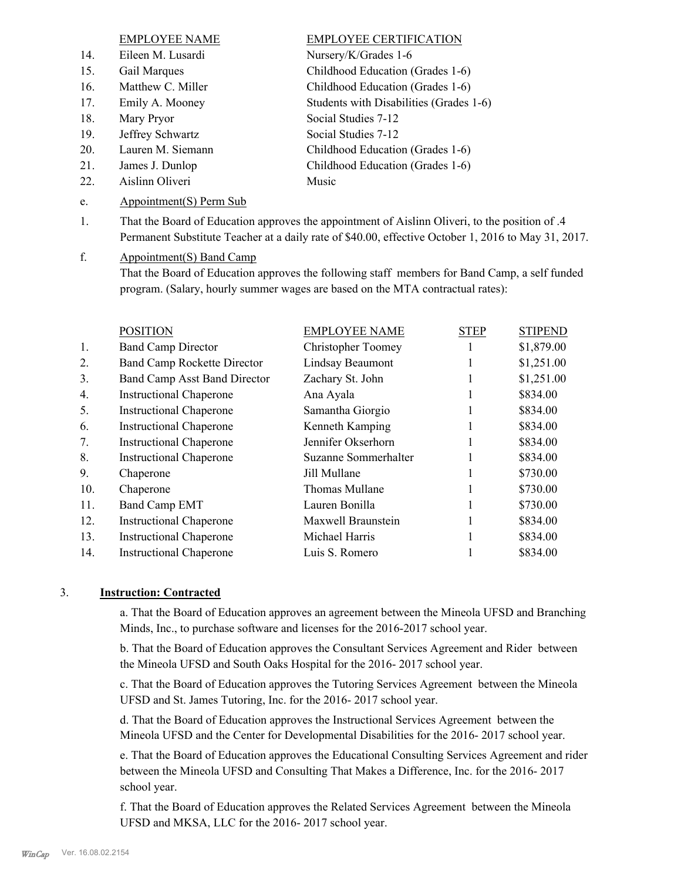| | EMPLOYEE NAME | EMPLOYEE CERTIFICATION |
|---|---|---|
| 14. | Eileen M. Lusardi | Nursery/K/Grades 1-6 |
| 15. | Gail Marques | Childhood Education (Grades 1-6) |
| 16. | Matthew C. Miller | Childhood Education (Grades 1-6) |
| 17. | Emily A. Mooney | Students with Disabilities (Grades 1-6) |
| 18. | Mary Pryor | Social Studies 7-12 |
| 19. | Jeffrey Schwartz | Social Studies 7-12 |
| 20. | Lauren M. Siemann | Childhood Education (Grades 1-6) |
| 21. | James J. Dunlop | Childhood Education (Grades 1-6) |
| 22. | Aislinn Oliveri | Music |

e. Appointment(S) Perm Sub

1. That the Board of Education approves the appointment of Aislinn Oliveri, to the position of .4 Permanent Substitute Teacher at a daily rate of $40.00, effective October 1, 2016 to May 31, 2017.

f. Appointment(S) Band Camp

That the Board of Education approves the following staff members for Band Camp, a self funded program. (Salary, hourly summer wages are based on the MTA contractual rates):

| | POSITION | EMPLOYEE NAME | STEP | STIPEND |
|---|---|---|---|---|
| 1. | Band Camp Director | Christopher Toomey | 1 | $1,879.00 |
| 2. | Band Camp Rockette Director | Lindsay Beaumont | 1 | $1,251.00 |
| 3. | Band Camp Asst Band Director | Zachary St. John | 1 | $1,251.00 |
| 4. | Instructional Chaperone | Ana Ayala | 1 | $834.00 |
| 5. | Instructional Chaperone | Samantha Giorgio | 1 | $834.00 |
| 6. | Instructional Chaperone | Kenneth Kamping | 1 | $834.00 |
| 7. | Instructional Chaperone | Jennifer Okserhorn | 1 | $834.00 |
| 8. | Instructional Chaperone | Suzanne Sommerhalter | 1 | $834.00 |
| 9. | Chaperone | Jill Mullane | 1 | $730.00 |
| 10. | Chaperone | Thomas Mullane | 1 | $730.00 |
| 11. | Band Camp EMT | Lauren Bonilla | 1 | $730.00 |
| 12. | Instructional Chaperone | Maxwell Braunstein | 1 | $834.00 |
| 13. | Instructional Chaperone | Michael Harris | 1 | $834.00 |
| 14. | Instructional Chaperone | Luis S. Romero | 1 | $834.00 |

3. **Instruction: Contracted**

a. That the Board of Education approves an agreement between the Mineola UFSD and Branching Minds, Inc., to purchase software and licenses for the 2016-2017 school year.

b. That the Board of Education approves the Consultant Services Agreement and Rider between the Mineola UFSD and South Oaks Hospital for the 2016- 2017 school year.

c. That the Board of Education approves the Tutoring Services Agreement between the Mineola UFSD and St. James Tutoring, Inc. for the 2016- 2017 school year.

d. That the Board of Education approves the Instructional Services Agreement between the Mineola UFSD and the Center for Developmental Disabilities for the 2016- 2017 school year.

e. That the Board of Education approves the Educational Consulting Services Agreement and rider between the Mineola UFSD and Consulting That Makes a Difference, Inc. for the 2016- 2017 school year.

f. That the Board of Education approves the Related Services Agreement between the Mineola UFSD and MKSA, LLC for the 2016- 2017 school year.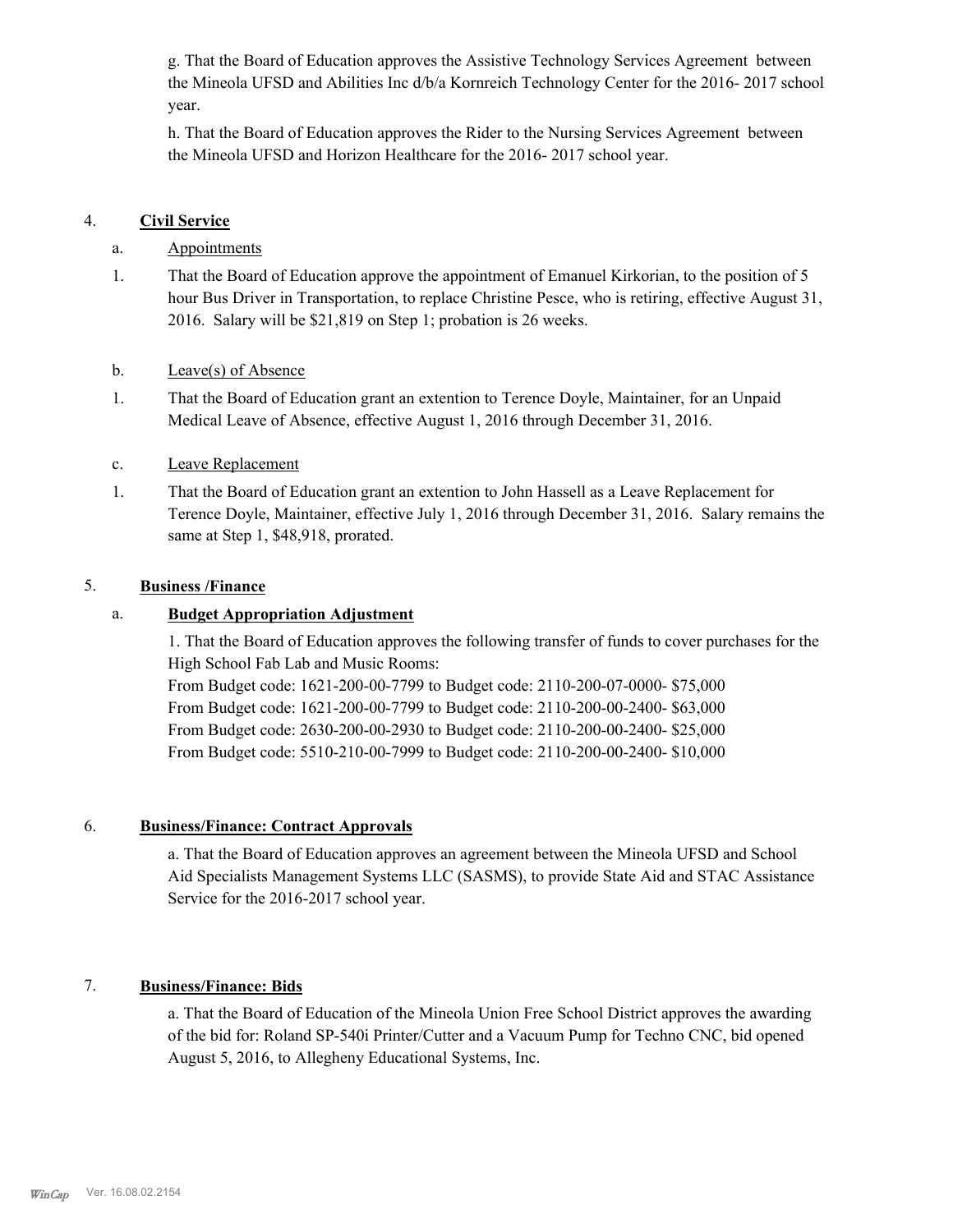g. That the Board of Education approves the Assistive Technology Services Agreement between the Mineola UFSD and Abilities Inc d/b/a Kornreich Technology Center for the 2016- 2017 school year.

h. That the Board of Education approves the Rider to the Nursing Services Agreement between the Mineola UFSD and Horizon Healthcare for the 2016- 2017 school year.

4. **Civil Service**

a. Appointments

1. That the Board of Education approve the appointment of Emanuel Kirkorian, to the position of 5 hour Bus Driver in Transportation, to replace Christine Pesce, who is retiring, effective August 31, 2016. Salary will be $21,819 on Step 1; probation is 26 weeks.

b. Leave(s) of Absence

1. That the Board of Education grant an extention to Terence Doyle, Maintainer, for an Unpaid Medical Leave of Absence, effective August 1, 2016 through December 31, 2016.

c. Leave Replacement

1. That the Board of Education grant an extention to John Hassell as a Leave Replacement for Terence Doyle, Maintainer, effective July 1, 2016 through December 31, 2016. Salary remains the same at Step 1, $48,918, prorated.

5. **Business /Finance**

a. **Budget Appropriation Adjustment**

1. That the Board of Education approves the following transfer of funds to cover purchases for the High School Fab Lab and Music Rooms:
From Budget code: 1621-200-00-7799 to Budget code: 2110-200-07-0000- $75,000
From Budget code: 1621-200-00-7799 to Budget code: 2110-200-00-2400- $63,000
From Budget code: 2630-200-00-2930 to Budget code: 2110-200-00-2400- $25,000
From Budget code: 5510-210-00-7999 to Budget code: 2110-200-00-2400- $10,000

6. **Business/Finance: Contract Approvals**

a. That the Board of Education approves an agreement between the Mineola UFSD and School Aid Specialists Management Systems LLC (SASMS), to provide State Aid and STAC Assistance Service for the 2016-2017 school year.

7. **Business/Finance: Bids**

a. That the Board of Education of the Mineola Union Free School District approves the awarding of the bid for: Roland SP-540i Printer/Cutter and a Vacuum Pump for Techno CNC, bid opened August 5, 2016, to Allegheny Educational Systems, Inc.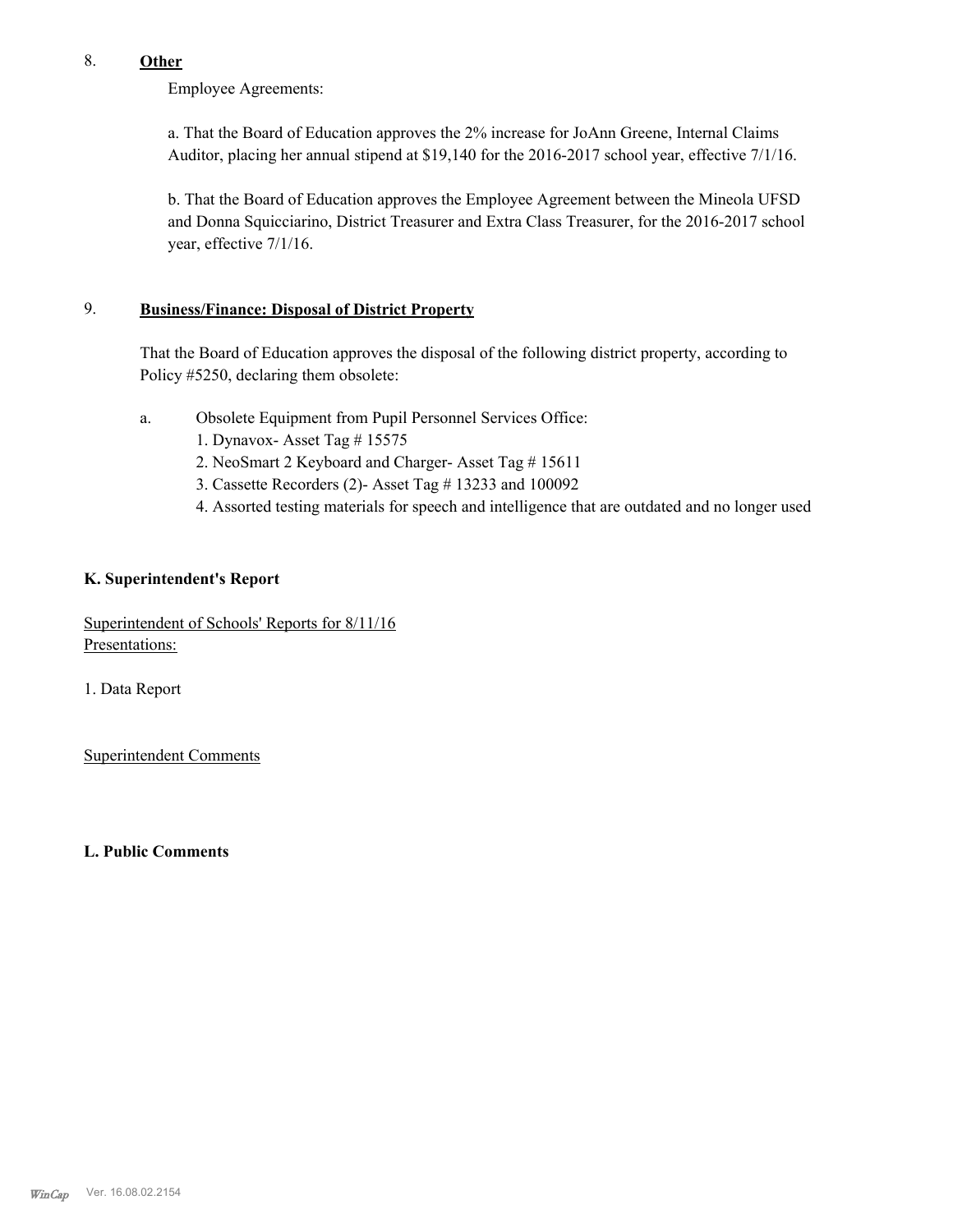8. **Other**

Employee Agreements:

a. That the Board of Education approves the 2% increase for JoAnn Greene, Internal Claims Auditor, placing her annual stipend at $19,140 for the 2016-2017 school year, effective 7/1/16.

b. That the Board of Education approves the Employee Agreement between the Mineola UFSD and Donna Squicciarino, District Treasurer and Extra Class Treasurer, for the 2016-2017 school year, effective 7/1/16.

9. **Business/Finance: Disposal of District Property**

That the Board of Education approves the disposal of the following district property, according to Policy #5250, declaring them obsolete:

a. Obsolete Equipment from Pupil Personnel Services Office:
   1. Dynavox- Asset Tag # 15575
   2. NeoSmart 2 Keyboard and Charger- Asset Tag # 15611
   3. Cassette Recorders (2)- Asset Tag # 13233 and 100092
   4. Assorted testing materials for speech and intelligence that are outdated and no longer used

**K. Superintendent's Report**

Superintendent of Schools' Reports for 8/11/16
Presentations:

1. Data Report

Superintendent Comments

**L. Public Comments**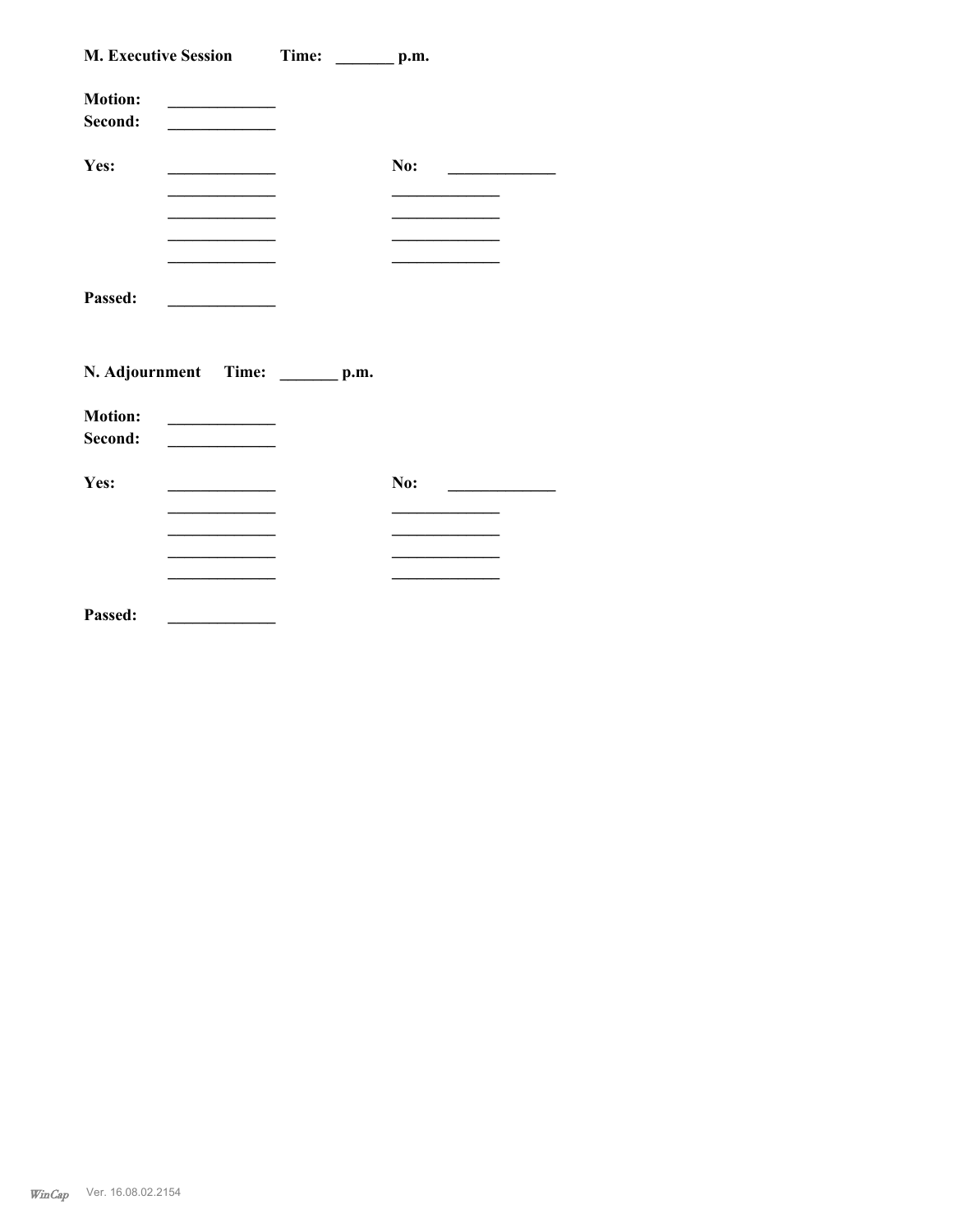**M. Executive Session Time: _______ p.m.**

**Motion:** _____________
**Second:** _____________

| | | | |
|---|---|---|---|
| **Yes:** | _____________ | **No:** | _____________ |
| | _____________ | | _____________ |
| | _____________ | | _____________ |
| | _____________ | | _____________ |
| | _____________ | | _____________ |

**Passed:** _____________

**N. Adjournment Time: _______ p.m.**

**Motion:** _____________
**Second:** _____________

| | | | |
|---|---|---|---|
| **Yes:** | _____________ | **No:** | _____________ |
| | _____________ | | _____________ |
| | _____________ | | _____________ |
| | _____________ | | _____________ |
| | _____________ | | _____________ |

**Passed:** _____________